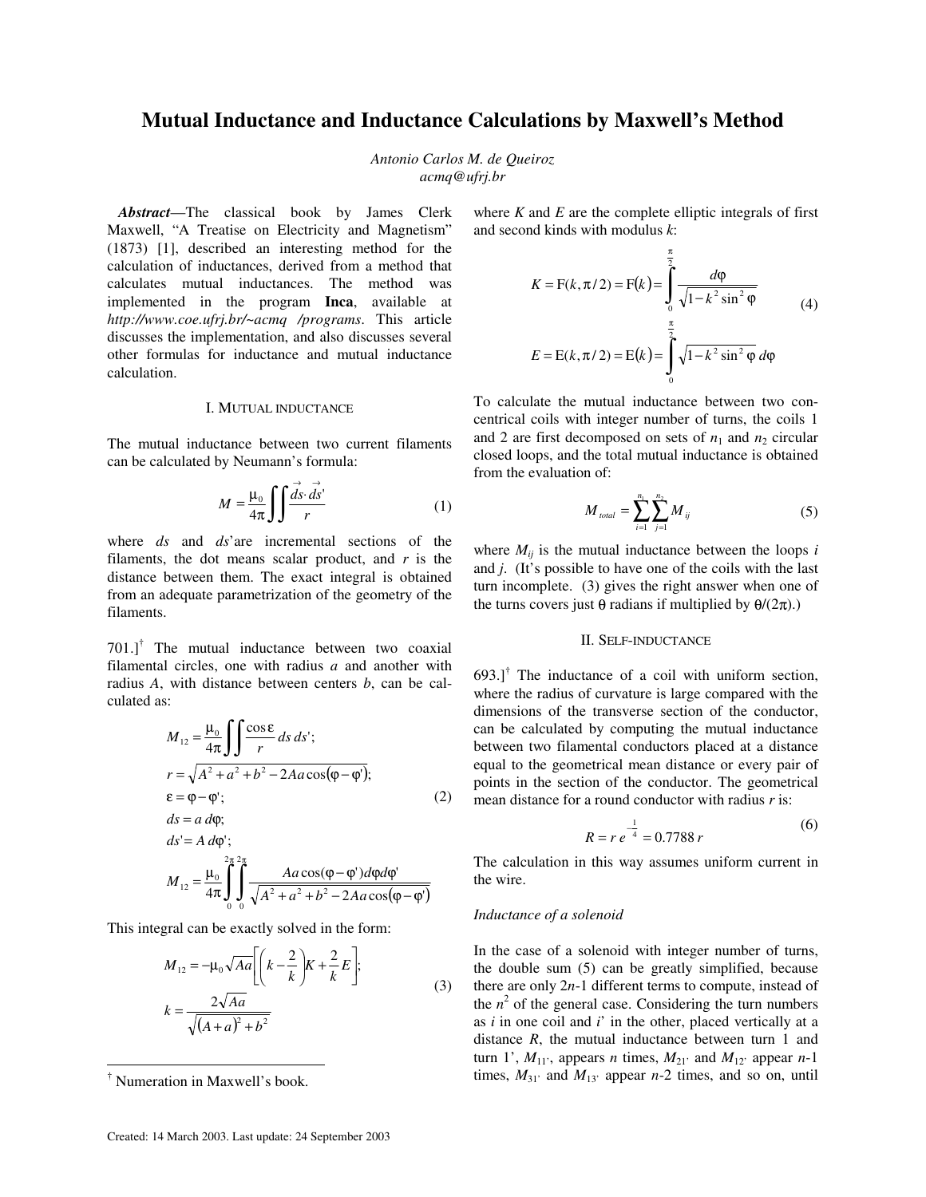# Mutual Inductance and Inductance Calculations by Maxwell's Method

*Antonio Carlos M. de Queiroz*
*acmq@ufrj.br*

***Abstract***—The classical book by James Clerk Maxwell, "A Treatise on Electricity and Magnetism" (1873) [1], described an interesting method for the calculation of inductances, derived from a method that calculates mutual inductances. The method was implemented in the program **Inca**, available at *http://www.coe.ufrj.br/~acmq /programs*. This article discusses the implementation, and also discusses several other formulas for inductance and mutual inductance calculation.

## I. Mutual inductance

The mutual inductance between two current filaments can be calculated by Neumann's formula:

$$M = \frac{\mu_0}{4\pi}\iint \frac{\vec{ds}\cdot\vec{ds'}}{r} \tag{1}$$

where *ds* and *ds*'are incremental sections of the filaments, the dot means scalar product, and *r* is the distance between them. The exact integral is obtained from an adequate parametrization of the geometry of the filaments.

701.][†] The mutual inductance between two coaxial filamental circles, one with radius *a* and another with radius *A*, with distance between centers *b*, can be calculated as:

$$\begin{aligned}
M_{12} &= \frac{\mu_0}{4\pi}\iint \frac{\cos\varepsilon}{r}\,ds\,ds';\\
r &= \sqrt{A^2+a^2+b^2-2Aa\cos(\varphi-\varphi')};\\
\varepsilon &= \varphi-\varphi';\\
ds &= a\,d\varphi;\\
ds' &= A\,d\varphi';\\
M_{12} &= \frac{\mu_0}{4\pi}\int_0^{2\pi}\!\!\int_0^{2\pi} \frac{Aa\cos(\varphi-\varphi')\,d\varphi\,d\varphi'}{\sqrt{A^2+a^2+b^2-2Aa\cos(\varphi-\varphi')}}
\end{aligned} \tag{2}$$

This integral can be exactly solved in the form:

$$\begin{aligned}
M_{12} &= -\mu_0\sqrt{Aa}\left[\left(k-\frac{2}{k}\right)K+\frac{2}{k}E\right];\\
k &= \frac{2\sqrt{Aa}}{\sqrt{(A+a)^2+b^2}}
\end{aligned} \tag{3}$$

where *K* and *E* are the complete elliptic integrals of first and second kinds with modulus *k*:

$$\begin{aligned}
K &= \mathrm{F}(k,\pi/2) = \mathrm{F}(k) = \int_0^{\frac{\pi}{2}} \frac{d\varphi}{\sqrt{1-k^2\sin^2\varphi}}\\
E &= \mathrm{E}(k,\pi/2) = \mathrm{E}(k) = \int_0^{\frac{\pi}{2}} \sqrt{1-k^2\sin^2\varphi}\,d\varphi
\end{aligned} \tag{4}$$

To calculate the mutual inductance between two concentrical coils with integer number of turns, the coils 1 and 2 are first decomposed on sets of $n_1$ and $n_2$ circular closed loops, and the total mutual inductance is obtained from the evaluation of:

$$M_{total} = \sum_{i=1}^{n_1}\sum_{j=1}^{n_2} M_{ij} \tag{5}$$

where $M_{ij}$ is the mutual inductance between the loops *i* and *j*. (It's possible to have one of the coils with the last turn incomplete. (3) gives the right answer when one of the turns covers just θ radians if multiplied by $\theta/(2\pi)$.)

## II. Self-inductance

693.][†] The inductance of a coil with uniform section, where the radius of curvature is large compared with the dimensions of the transverse section of the conductor, can be calculated by computing the mutual inductance between two filamental conductors placed at a distance equal to the geometrical mean distance or every pair of points in the section of the conductor. The geometrical mean distance for a round conductor with radius *r* is:

$$R = r\,e^{-\frac{1}{4}} = 0.7788\,r \tag{6}$$

The calculation in this way assumes uniform current in the wire.

### *Inductance of a solenoid*

In the case of a solenoid with integer number of turns, the double sum (5) can be greatly simplified, because there are only 2*n*-1 different terms to compute, instead of the $n^2$ of the general case. Considering the turn numbers as *i* in one coil and *i*' in the other, placed vertically at a distance *R*, the mutual inductance between turn 1 and turn 1', $M_{11'}$, appears *n* times, $M_{21'}$ and $M_{12'}$ appear *n*-1 times, $M_{31'}$ and $M_{13'}$ appear *n*-2 times, and so on, until

[†] Numeration in Maxwell's book.

Created: 14 March 2003. Last update: 24 September 2003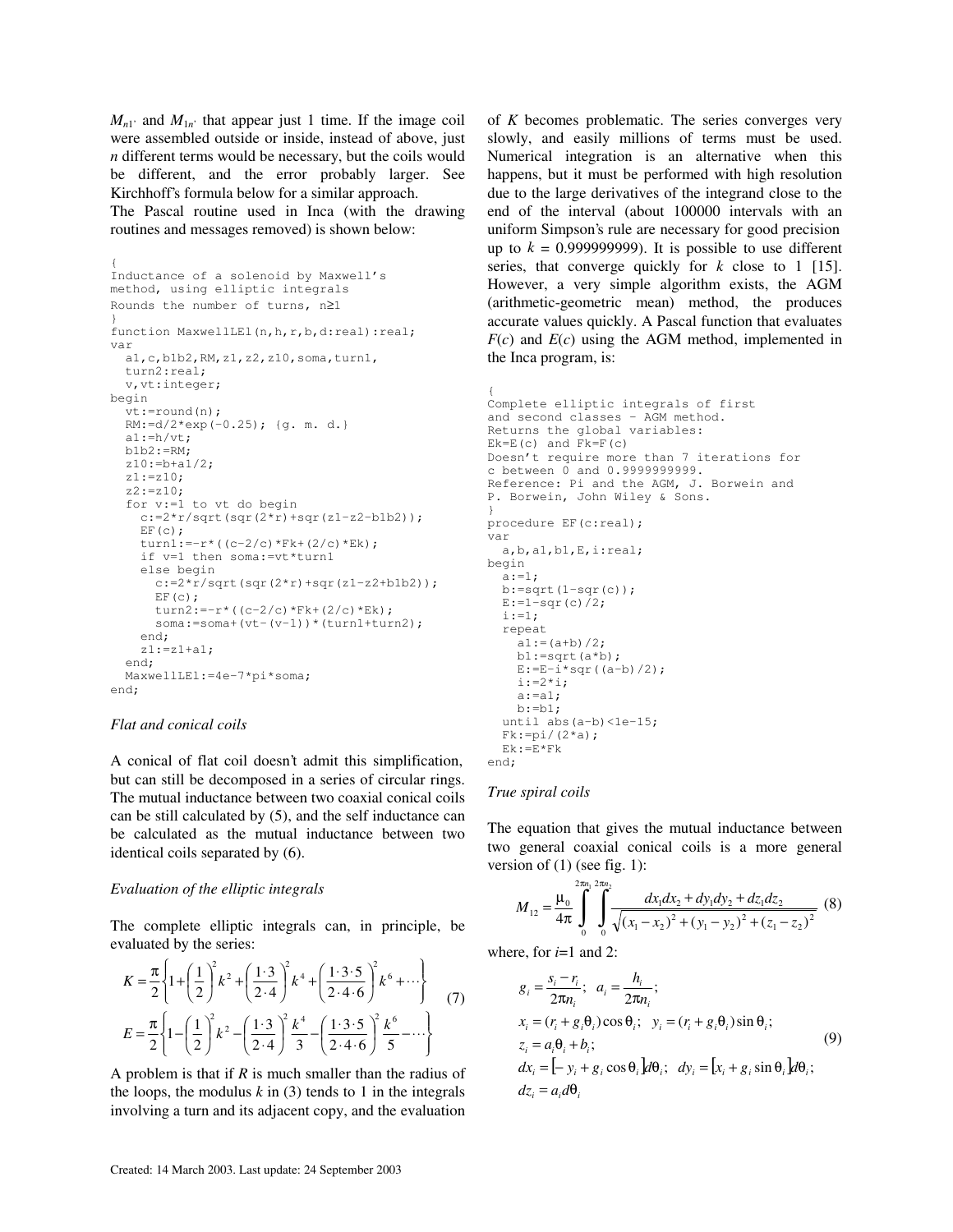$M_{n1'}$ and $M_{1n'}$ that appear just 1 time. If the image coil were assembled outside or inside, instead of above, just $n$ different terms would be necessary, but the coils would be different, and the error probably larger. See Kirchhoff's formula below for a similar approach.

The Pascal routine used in Inca (with the drawing routines and messages removed) is shown below:

```
{
Inductance of a solenoid by Maxwell's
method, using elliptic integrals
Rounds the number of turns, n≥1
}
function MaxwellLE1(n,h,r,b,d:real):real;
var
  a1,c,b1b2,RM,z1,z2,z10,soma,turn1,
  turn2:real;
  v,vt:integer;
begin
  vt:=round(n);
  RM:=d/2*exp(-0.25); {g. m. d.}
  a1:=h/vt;
  b1b2:=RM;
  z10:=b+a1/2;
  z1:=z10;
  z2:=z10;
  for v:=1 to vt do begin
    c:=2*r/sqrt(sqr(2*r)+sqr(z1-z2-b1b2));
    EF(c);
    turn1:=-r*((c-2/c)*Fk+(2/c)*Ek);
    if v=1 then soma:=vt*turn1
    else begin
      c:=2*r/sqrt(sqr(2*r)+sqr(z1-z2+b1b2));
      EF(c);
      turn2:=-r*((c-2/c)*Fk+(2/c)*Ek);
      soma:=soma+(vt-(v-1))*(turn1+turn2);
    end;
    z1:=z1+a1;
  end;
  MaxwellLE1:=4e-7*pi*soma;
end;
```

*Flat and conical coils*

A conical of flat coil doesn't admit this simplification, but can still be decomposed in a series of circular rings. The mutual inductance between two coaxial conical coils can be still calculated by (5), and the self inductance can be calculated as the mutual inductance between two identical coils separated by (6).

*Evaluation of the elliptic integrals*

The complete elliptic integrals can, in principle, be evaluated by the series:

$$K = \frac{\pi}{2}\left\{1 + \left(\frac{1}{2}\right)^2 k^2 + \left(\frac{1\cdot 3}{2\cdot 4}\right)^2 k^4 + \left(\frac{1\cdot 3\cdot 5}{2\cdot 4\cdot 6}\right)^2 k^6 + \cdots\right\}$$
$$E = \frac{\pi}{2}\left\{1 - \left(\frac{1}{2}\right)^2 k^2 - \left(\frac{1\cdot 3}{2\cdot 4}\right)^2 \frac{k^4}{3} - \left(\frac{1\cdot 3\cdot 5}{2\cdot 4\cdot 6}\right)^2 \frac{k^6}{5} - \cdots\right\} \quad (7)$$

A problem is that if $R$ is much smaller than the radius of the loops, the modulus $k$ in (3) tends to 1 in the integrals involving a turn and its adjacent copy, and the evaluation of $K$ becomes problematic. The series converges very slowly, and easily millions of terms must be used. Numerical integration is an alternative when this happens, but it must be performed with high resolution due to the large derivatives of the integrand close to the end of the interval (about 100000 intervals with an uniform Simpson's rule are necessary for good precision up to $k$ = 0.999999999). It is possible to use different series, that converge quickly for $k$ close to 1 [15]. However, a very simple algorithm exists, the AGM (arithmetic-geometric mean) method, the produces accurate values quickly. A Pascal function that evaluates $F(c)$ and $E(c)$ using the AGM method, implemented in the Inca program, is:

```
{
Complete elliptic integrals of first
and second classes - AGM method.
Returns the global variables:
Ek=E(c) and Fk=F(c)
Doesn't require more than 7 iterations for
c between 0 and 0.9999999999.
Reference: Pi and the AGM, J. Borwein and
P. Borwein, John Wiley & Sons.
}
procedure EF(c:real);
var
  a,b,a1,b1,E,i:real;
begin
  a:=1;
  b:=sqrt(1-sqr(c));
  E:=1-sqr(c)/2;
  i:=1;
  repeat
    a1:=(a+b)/2;
    b1:=sqrt(a*b);
    E:=E-i*sqr((a-b)/2);
    i:=2*i;
    a:=a1;
    b:=b1;
  until abs(a-b)<1e-15;
  Fk:=pi/(2*a);
  Ek:=E*Fk
end;
```

*True spiral coils*

The equation that gives the mutual inductance between two general coaxial conical coils is a more general version of (1) (see fig. 1):

$$M_{12} = \frac{\mu_0}{4\pi}\int_0^{2\pi n_1}\int_0^{2\pi n_2} \frac{dx_1 dx_2 + dy_1 dy_2 + dz_1 dz_2}{\sqrt{(x_1 - x_2)^2 + (y_1 - y_2)^2 + (z_1 - z_2)^2}} \quad (8)$$

where, for $i$=1 and 2:

$$\begin{aligned} &g_i = \frac{s_i - r_i}{2\pi n_i};\quad a_i = \frac{h_i}{2\pi n_i};\\ &x_i = (r_i + g_i\theta_i)\cos\theta_i;\quad y_i = (r_i + g_i\theta_i)\sin\theta_i;\\ &z_i = a_i\theta_i + b_i;\\ &dx_i = [-y_i + g_i\cos\theta_i]d\theta_i;\quad dy_i = [x_i + g_i\sin\theta_i]d\theta_i;\\ &dz_i = a_i d\theta_i \end{aligned} \quad (9)$$

Created: 14 March 2003. Last update: 24 September 2003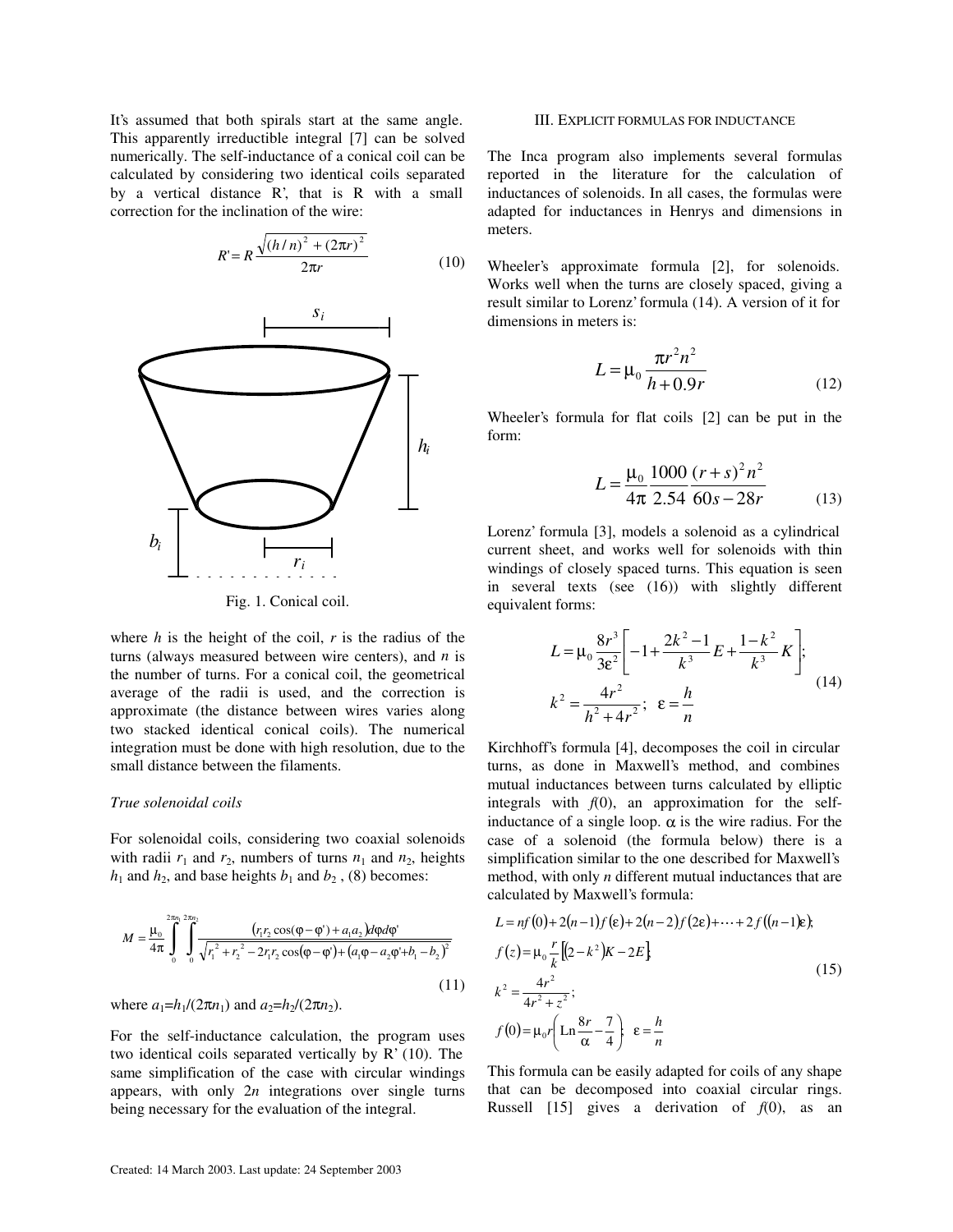It's assumed that both spirals start at the same angle. This apparently irreducible integral [7] can be solved numerically. The self-inductance of a conical coil can be calculated by considering two identical coils separated by a vertical distance R', that is R with a small correction for the inclination of the wire:

$$R' = R\frac{\sqrt{(h/n)^2 + (2\pi r)^2}}{2\pi r} \tag{10}$$

Fig. 1. Conical coil.

where $h$ is the height of the coil, $r$ is the radius of the turns (always measured between wire centers), and $n$ is the number of turns. For a conical coil, the geometrical average of the radii is used, and the correction is approximate (the distance between wires varies along two stacked identical conical coils). The numerical integration must be done with high resolution, due to the small distance between the filaments.

*True solenoidal coils*

For solenoidal coils, considering two coaxial solenoids with radii $r_1$ and $r_2$, numbers of turns $n_1$ and $n_2$, heights $h_1$ and $h_2$, and base heights $b_1$ and $b_2$ , (8) becomes:

$$M = \frac{\mu_0}{4\pi}\int_0^{2\pi n_1}\int_0^{2\pi n_2}\frac{(r_1 r_2\cos(\varphi-\varphi') + a_1 a_2)d\varphi d\varphi'}{\sqrt{r_1^2 + r_2^2 - 2r_1 r_2\cos(\varphi-\varphi') + (a_1\varphi - a_2\varphi' + b_1 - b_2)^2}} \tag{11}$$

where $a_1=h_1/(2\pi n_1)$ and $a_2=h_2/(2\pi n_2)$.

For the self-inductance calculation, the program uses two identical coils separated vertically by R' (10). The same simplification of the case with circular windings appears, with only $2n$ integrations over single turns being necessary for the evaluation of the integral.

## III. EXPLICIT FORMULAS FOR INDUCTANCE

The Inca program also implements several formulas reported in the literature for the calculation of inductances of solenoids. In all cases, the formulas were adapted for inductances in Henrys and dimensions in meters.

Wheeler's approximate formula [2], for solenoids. Works well when the turns are closely spaced, giving a result similar to Lorenz' formula (14). A version of it for dimensions in meters is:

$$L = \mu_0\frac{\pi r^2 n^2}{h + 0.9r} \tag{12}$$

Wheeler's formula for flat coils [2] can be put in the form:

$$L = \frac{\mu_0}{4\pi}\frac{1000}{2.54}\frac{(r+s)^2 n^2}{60s - 28r} \tag{13}$$

Lorenz' formula [3], models a solenoid as a cylindrical current sheet, and works well for solenoids with thin windings of closely spaced turns. This equation is seen in several texts (see (16)) with slightly different equivalent forms:

$$L = \mu_0\frac{8r^3}{3\varepsilon^2}\left[-1 + \frac{2k^2-1}{k^3}E + \frac{1-k^2}{k^3}K\right];\quad k^2 = \frac{4r^2}{h^2 + 4r^2};\ \ \varepsilon = \frac{h}{n} \tag{14}$$

Kirchhoff's formula [4], decomposes the coil in circular turns, as done in Maxwell's method, and combines mutual inductances between turns calculated by elliptic integrals with $f(0)$, an approximation for the self-inductance of a single loop. $\alpha$ is the wire radius. For the case of a solenoid (the formula below) there is a simplification similar to the one described for Maxwell's method, with only $n$ different mutual inductances that are calculated by Maxwell's formula:

$$\begin{aligned}
&L = nf(0) + 2(n-1)f(\varepsilon) + 2(n-2)f(2\varepsilon) + \cdots + 2f((n-1)\varepsilon);\\
&f(z) = \mu_0\frac{r}{k}\left[(2-k^2)K - 2E\right];\\
&k^2 = \frac{4r^2}{4r^2 + z^2};\\
&f(0) = \mu_0 r\left(\mathrm{Ln}\frac{8r}{\alpha} - \frac{7}{4}\right);\ \ \varepsilon = \frac{h}{n}
\end{aligned} \tag{15}$$

This formula can be easily adapted for coils of any shape that can be decomposed into coaxial circular rings. Russell [15] gives a derivation of $f(0)$, as an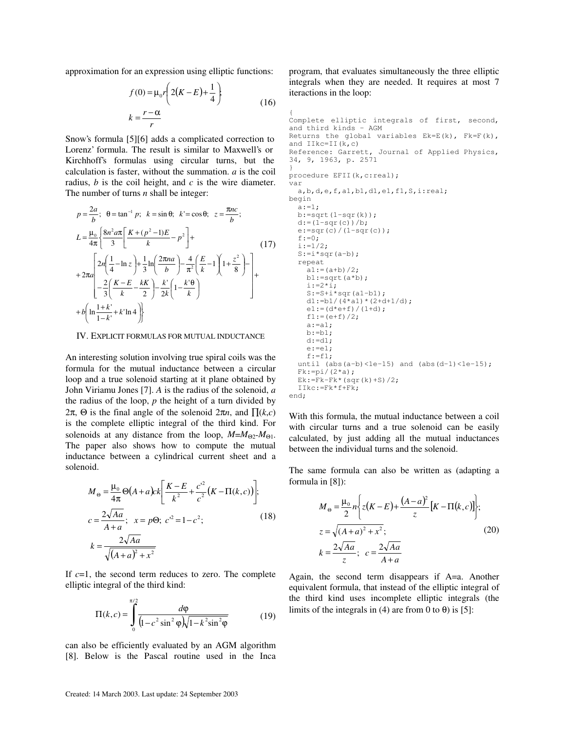approximation for an expression using elliptic functions:

$$f(0) = \mu_0 r\left(2(K-E) + \frac{1}{4}\right);$$
$$k = \frac{r-\alpha}{r} \tag{16}$$

Snow's formula [5][6] adds a complicated correction to Lorenz' formula. The result is similar to Maxwell's or Kirchhoff's formulas using circular turns, but the calculation is faster, without the summation. *a* is the coil radius, *b* is the coil height, and *c* is the wire diameter. The number of turns *n* shall be integer:

$$p = \frac{2a}{b};\ \ \theta = \tan^{-1} p;\ \ k = \sin\theta;\ \ k' = \cos\theta;\ \ z = \frac{\pi n c}{b};$$
$$L = \frac{\mu_0}{4\pi}\left\{\frac{8n^2 a\pi}{3}\left[\frac{K + (p^2-1)E}{k} - p^2\right] + \right.$$
$$+ 2\pi a\left[\begin{array}{l} 2n\left(\frac{1}{4} - \ln z\right) + \frac{1}{3}\ln\left(\frac{2\pi n a}{b}\right) - \frac{4}{\pi^2}\left(\frac{E}{k} - 1\right)\left(1 + \frac{z^2}{8}\right) - \\ -\frac{2}{3}\left(\frac{K-E}{k} - \frac{kK}{2}\right) - \frac{k'}{2k}\left(1 - \frac{k'\theta}{k}\right) \end{array}\right] + \tag{17}$$
$$\left. + b\left(\ln\frac{1+k'}{1-k'} + k'\ln 4\right)\right\}$$

## IV. EXPLICIT FORMULAS FOR MUTUAL INDUCTANCE

An interesting solution involving true spiral coils was the formula for the mutual inductance between a circular loop and a true solenoid starting at it plane obtained by John Viriamu Jones [7]. *A* is the radius of the solenoid, *a* the radius of the loop, *p* the height of a turn divided by $2\pi$, $\Theta$ is the final angle of the solenoid $2\pi n$, and $\prod(k,c)$ is the complete elliptic integral of the third kind. For solenoids at any distance from the loop, $M=M_{\Theta 2}-M_{\Theta 1}$. The paper also shows how to compute the mutual inductance between a cylindrical current sheet and a solenoid.

$$M_\Theta = \frac{\mu_0}{4\pi}\Theta(A+a)ck\left[\frac{K-E}{k^2} + \frac{c'^2}{c^2}\left(K - \Pi(k,c)\right)\right];$$
$$c = \frac{2\sqrt{Aa}}{A+a};\ \ x = p\Theta;\ \ c'^2 = 1 - c^2; \tag{18}$$
$$k = \frac{2\sqrt{Aa}}{\sqrt{(A+a)^2 + x^2}}$$

If *c*=1, the second term reduces to zero. The complete elliptic integral of the third kind:

$$\Pi(k,c) = \int_0^{\pi/2} \frac{d\varphi}{\left(1 - c^2\sin^2\varphi\right)\sqrt{1 - k^2\sin^2\varphi}} \tag{19}$$

can also be efficiently evaluated by an AGM algorithm [8]. Below is the Pascal routine used in the Inca program, that evaluates simultaneously the three elliptic integrals when they are needed. It requires at most 7 iteractions in the loop:

```
{
Complete elliptic integrals of first, second,
and third kinds - AGM
Returns the global variables Ek=E(k), Fk=F(k),
and IIkc=II(k,c)
Reference: Garrett, Journal of Applied Physics,
34, 9, 1963, p. 2571
}
procedure EFII(k,c:real);
var
  a,b,d,e,f,a1,b1,d1,e1,f1,S,i:real;
begin
  a:=1;
  b:=sqrt(1-sqr(k));
  d:=(1-sqr(c))/b;
  e:=sqr(c)/(1-sqr(c));
  f:=0;
  i:=1/2;
  S:=i*sqr(a-b);
  repeat
    a1:=(a+b)/2;
    b1:=sqrt(a*b);
    i:=2*i;
    S:=S+i*sqr(a1-b1);
    d1:=b1/(4*a1)*(2+d+1/d);
    e1:=(d*e+f)/(1+d);
    f1:=(e+f)/2;
    a:=a1;
    b:=b1;
    d:=d1;
    e:=e1;
    f:=f1;
  until (abs(a-b)<1e-15) and (abs(d-1)<1e-15);
  Fk:=pi/(2*a);
  Ek:=Fk-Fk*(sqr(k)+S)/2;
  IIkc:=Fk*f+Fk;
end;
```

With this formula, the mutual inductance between a coil with circular turns and a true solenoid can be easily calculated, by just adding all the mutual inductances between the individual turns and the solenoid.

The same formula can also be written as (adapting a formula in [8]):

$$M_\Theta = \frac{\mu_0}{2}n\left\{z(K-E) + \frac{(A-a)^2}{z}\left[K - \Pi(k,c)\right]\right\};$$
$$z = \sqrt{(A+a)^2 + x^2}; \tag{20}$$
$$k = \frac{2\sqrt{Aa}}{z};\ \ c = \frac{2\sqrt{Aa}}{A+a}$$

Again, the second term disappears if A=a. Another equivalent formula, that instead of the elliptic integral of the third kind uses incomplete elliptic integrals (the limits of the integrals in (4) are from 0 to $\theta$) is [5]:

Created: 14 March 2003. Last update: 24 September 2003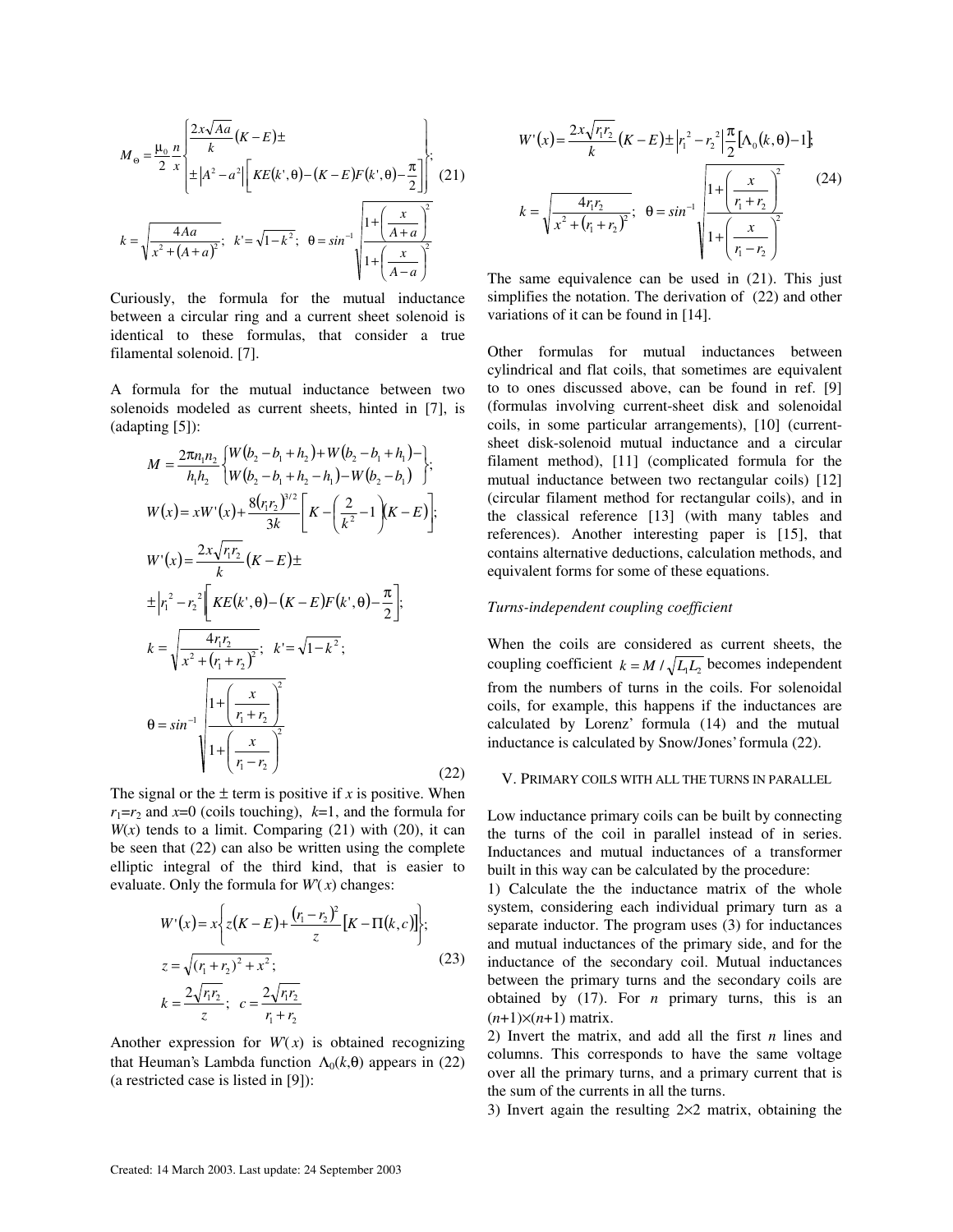$$M_\Theta = \frac{\mu_0}{2}\frac{n}{x}\left\{\begin{aligned}&\frac{2x\sqrt{Aa}}{k}(K-E)\pm\\&\pm\left|A^2-a^2\right|\left[KE(k',\theta)-(K-E)F(k',\theta)-\frac{\pi}{2}\right]\end{aligned}\right\}; \quad (21)$$

$$k=\sqrt{\frac{4Aa}{x^2+(A+a)^2}};\ \ k'=\sqrt{1-k^2};\ \ \theta=\sin^{-1}\sqrt{\frac{1+\left(\frac{x}{A+a}\right)^2}{1+\left(\frac{x}{A-a}\right)^2}}$$

Curiously, the formula for the mutual inductance between a circular ring and a current sheet solenoid is identical to these formulas, that consider a true filamental solenoid. [7].

A formula for the mutual inductance between two solenoids modeled as current sheets, hinted in [7], is (adapting [5]):

$$M=\frac{2\pi n_1 n_2}{h_1 h_2}\left\{\begin{aligned}&W(b_2-b_1+h_2)+W(b_2-b_1+h_1)-\\&W(b_2-b_1+h_2-h_1)-W(b_2-b_1)\end{aligned}\right\};$$

$$W(x)=xW'(x)+\frac{8(r_1r_2)^{3/2}}{3k}\left[K-\left(\frac{2}{k^2}-1\right)(K-E)\right];$$

$$W'(x)=\frac{2x\sqrt{r_1r_2}}{k}(K-E)\pm$$

$$\pm\left|r_1^2-r_2^2\right|\left[KE(k',\theta)-(K-E)F(k',\theta)-\frac{\pi}{2}\right];$$

$$k=\sqrt{\frac{4r_1r_2}{x^2+(r_1+r_2)^2}};\ \ k'=\sqrt{1-k^2};$$

$$\theta=\sin^{-1}\sqrt{\frac{1+\left(\frac{x}{r_1+r_2}\right)^2}{1+\left(\frac{x}{r_1-r_2}\right)^2}} \quad (22)$$

The signal or the $\pm$ term is positive if $x$ is positive. When $r_1=r_2$ and $x=0$ (coils touching), $k=1$, and the formula for $W(x)$ tends to a limit. Comparing (21) with (20), it can be seen that (22) can also be written using the complete elliptic integral of the third kind, that is easier to evaluate. Only the formula for $W'(x)$ changes:

$$W'(x)=x\left\{z(K-E)+\frac{(r_1-r_2)^2}{z}\left[K-\Pi(k,c)\right]\right\};$$

$$z=\sqrt{(r_1+r_2)^2+x^2}; \quad (23)$$

$$k=\frac{2\sqrt{r_1r_2}}{z};\ \ c=\frac{2\sqrt{r_1r_2}}{r_1+r_2}$$

Another expression for $W'(x)$ is obtained recognizing that Heuman's Lambda function $\Lambda_0(k,\theta)$ appears in (22) (a restricted case is listed in [9]):

$$W'(x)=\frac{2x\sqrt{r_1r_2}}{k}(K-E)\pm\left|r_1^2-r_2^2\right|\frac{\pi}{2}\left[\Lambda_0(k,\theta)-1\right];$$

$$k=\sqrt{\frac{4r_1r_2}{x^2+(r_1+r_2)^2}};\ \ \theta=\sin^{-1}\sqrt{\frac{1+\left(\frac{x}{r_1+r_2}\right)^2}{1+\left(\frac{x}{r_1-r_2}\right)^2}} \quad (24)$$

The same equivalence can be used in (21). This just simplifies the notation. The derivation of (22) and other variations of it can be found in [14].

Other formulas for mutual inductances between cylindrical and flat coils, that sometimes are equivalent to to ones discussed above, can be found in ref. [9] (formulas involving current-sheet disk and solenoidal coils, in some particular arrangements), [10] (current-sheet disk-solenoid mutual inductance and a circular filament method), [11] (complicated formula for the mutual inductance between two rectangular coils) [12] (circular filament method for rectangular coils), and in the classical reference [13] (with many tables and references). Another interesting paper is [15], that contains alternative deductions, calculation methods, and equivalent forms for some of these equations.

### *Turns-independent coupling coefficient*

When the coils are considered as current sheets, the coupling coefficient $k=M/\sqrt{L_1L_2}$ becomes independent from the numbers of turns in the coils. For solenoidal coils, for example, this happens if the inductances are calculated by Lorenz' formula (14) and the mutual inductance is calculated by Snow/Jones' formula (22).

## V. Primary coils with all the turns in parallel

Low inductance primary coils can be built by connecting the turns of the coil in parallel instead of in series. Inductances and mutual inductances of a transformer built in this way can be calculated by the procedure:

1) Calculate the the inductance matrix of the whole system, considering each individual primary turn as a separate inductor. The program uses (3) for inductances and mutual inductances of the primary side, and for the inductance of the secondary coil. Mutual inductances between the primary turns and the secondary coils are obtained by (17). For $n$ primary turns, this is an $(n+1)\times(n+1)$ matrix.

2) Invert the matrix, and add all the first $n$ lines and columns. This corresponds to have the same voltage over all the primary turns, and a primary current that is the sum of the currents in all the turns.

3) Invert again the resulting $2\times2$ matrix, obtaining the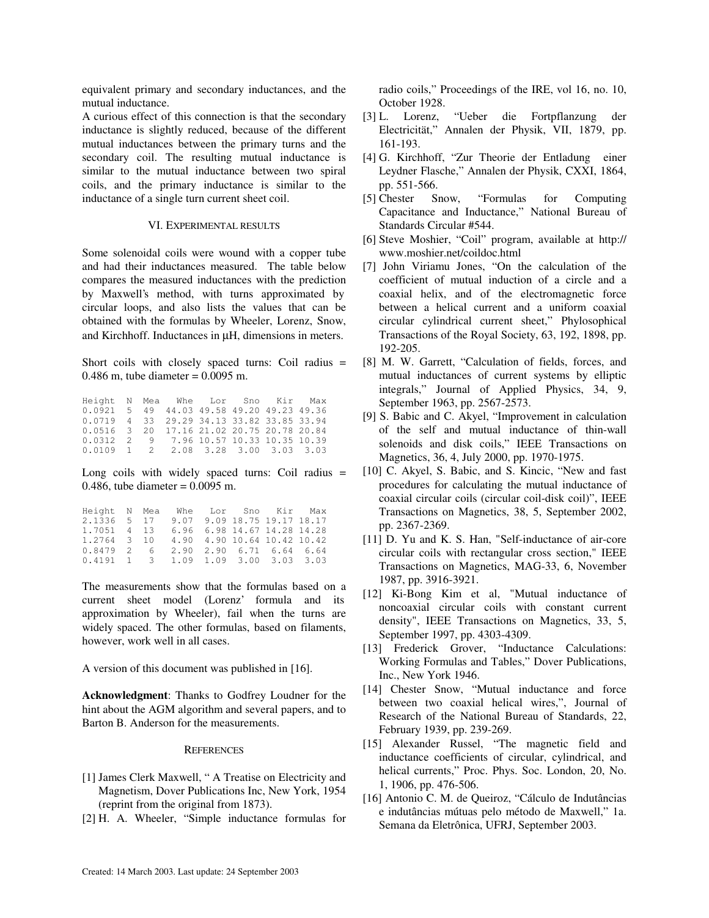equivalent primary and secondary inductances, and the mutual inductance.

A curious effect of this connection is that the secondary inductance is slightly reduced, because of the different mutual inductances between the primary turns and the secondary coil. The resulting mutual inductance is similar to the mutual inductance between two spiral coils, and the primary inductance is similar to the inductance of a single turn current sheet coil.

## VI. Experimental results

Some solenoidal coils were wound with a copper tube and had their inductances measured. The table below compares the measured inductances with the prediction by Maxwell's method, with turns approximated by circular loops, and also lists the values that can be obtained with the formulas by Wheeler, Lorenz, Snow, and Kirchhoff. Inductances in μH, dimensions in meters.

Short coils with closely spaced turns: Coil radius = 0.486 m, tube diameter = 0.0095 m.

| Height | N | Mea | Whe | Lor | Sno | Kir | Max |
|---|---|---|---|---|---|---|---|
| 0.0921 | 5 | 49 | 44.03 | 49.58 | 49.20 | 49.23 | 49.36 |
| 0.0719 | 4 | 33 | 29.29 | 34.13 | 33.82 | 33.85 | 33.94 |
| 0.0516 | 3 | 20 | 17.16 | 21.02 | 20.75 | 20.78 | 20.84 |
| 0.0312 | 2 | 9 | 7.96 | 10.57 | 10.33 | 10.35 | 10.39 |
| 0.0109 | 1 | 2 | 2.08 | 3.28 | 3.00 | 3.03 | 3.03 |

Long coils with widely spaced turns: Coil radius = 0.486, tube diameter = 0.0095 m.

| Height | N | Mea | Whe | Lor | Sno | Kir | Max |
|---|---|---|---|---|---|---|---|
| 2.1336 | 5 | 17 | 9.07 | 9.09 | 18.75 | 19.17 | 18.17 |
| 1.7051 | 4 | 13 | 6.96 | 6.98 | 14.67 | 14.28 | 14.28 |
| 1.2764 | 3 | 10 | 4.90 | 4.90 | 10.64 | 10.42 | 10.42 |
| 0.8479 | 2 | 6 | 2.90 | 2.90 | 6.71 | 6.64 | 6.64 |
| 0.4191 | 1 | 3 | 1.09 | 1.09 | 3.00 | 3.03 | 3.03 |

The measurements show that the formulas based on a current sheet model (Lorenz' formula and its approximation by Wheeler), fail when the turns are widely spaced. The other formulas, based on filaments, however, work well in all cases.

A version of this document was published in [16].

**Acknowledgment**: Thanks to Godfrey Loudner for the hint about the AGM algorithm and several papers, and to Barton B. Anderson for the measurements.

## References

[1] James Clerk Maxwell, " A Treatise on Electricity and Magnetism, Dover Publications Inc, New York, 1954 (reprint from the original from 1873).

[2] H. A. Wheeler, "Simple inductance formulas for radio coils," Proceedings of the IRE, vol 16, no. 10, October 1928.

[3] L. Lorenz, "Ueber die Fortpflanzung der Electricität," Annalen der Physik, VII, 1879, pp. 161-193.

[4] G. Kirchhoff, "Zur Theorie der Entladung einer Leydner Flasche," Annalen der Physik, CXXI, 1864, pp. 551-566.

[5] Chester Snow, "Formulas for Computing Capacitance and Inductance," National Bureau of Standards Circular #544.

[6] Steve Moshier, "Coil" program, available at http:// www.moshier.net/coildoc.html

[7] John Viriamu Jones, "On the calculation of the coefficient of mutual induction of a circle and a coaxial helix, and of the electromagnetic force between a helical current and a uniform coaxial circular cylindrical current sheet," Phylosophical Transactions of the Royal Society, 63, 192, 1898, pp. 192-205.

[8] M. W. Garrett, "Calculation of fields, forces, and mutual inductances of current systems by elliptic integrals," Journal of Applied Physics, 34, 9, September 1963, pp. 2567-2573.

[9] S. Babic and C. Akyel, "Improvement in calculation of the self and mutual inductance of thin-wall solenoids and disk coils," IEEE Transactions on Magnetics, 36, 4, July 2000, pp. 1970-1975.

[10] C. Akyel, S. Babic, and S. Kincic, "New and fast procedures for calculating the mutual inductance of coaxial circular coils (circular coil-disk coil)", IEEE Transactions on Magnetics, 38, 5, September 2002, pp. 2367-2369.

[11] D. Yu and K. S. Han, "Self-inductance of air-core circular coils with rectangular cross section," IEEE Transactions on Magnetics, MAG-33, 6, November 1987, pp. 3916-3921.

[12] Ki-Bong Kim et al, "Mutual inductance of noncoaxial circular coils with constant current density", IEEE Transactions on Magnetics, 33, 5, September 1997, pp. 4303-4309.

[13] Frederick Grover, "Inductance Calculations: Working Formulas and Tables," Dover Publications, Inc., New York 1946.

[14] Chester Snow, "Mutual inductance and force between two coaxial helical wires,", Journal of Research of the National Bureau of Standards, 22, February 1939, pp. 239-269.

[15] Alexander Russel, "The magnetic field and inductance coefficients of circular, cylindrical, and helical currents," Proc. Phys. Soc. London, 20, No. 1, 1906, pp. 476-506.

[16] Antonio C. M. de Queiroz, "Cálculo de Indutâncias e indutâncias mútuas pelo método de Maxwell," 1a. Semana da Eletrônica, UFRJ, September 2003.

Created: 14 March 2003. Last update: 24 September 2003